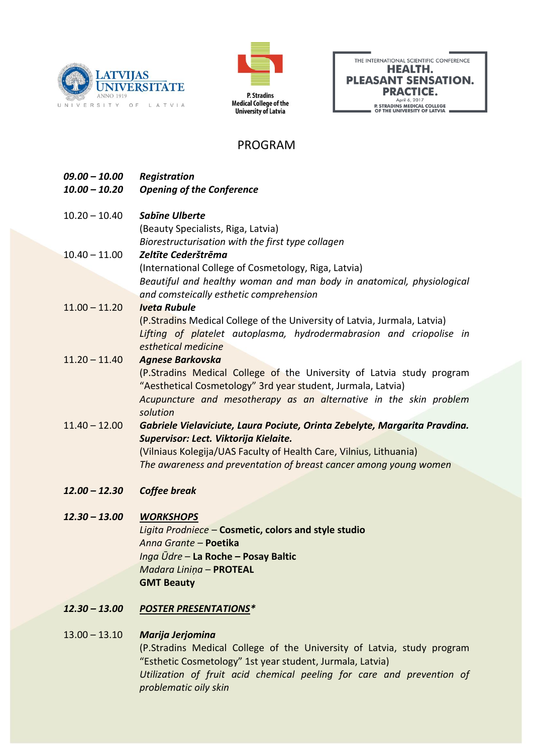LATVIJAS UNIVERSITĀTE
ANNO 1919
UNIVERSITY OF LATVIA

P. Stradins Medical College of the University of Latvia

THE INTERNATIONAL SCIENTIFIC CONFERENCE
**HEALTH. PLEASANT SENSATION. PRACTICE.**
April 6, 2017
P. STRADINS MEDICAL COLLEGE OF THE UNIVERSITY OF LATVIA

# PROGRAM

***09.00 – 10.00*** ***Registration***

***10.00 – 10.20*** ***Opening of the Conference***

10.20 – 10.40 ***Sabīne Ulberte***
(Beauty Specialists, Riga, Latvia)
*Biorestructurisation with the first type collagen*

10.40 – 11.00 ***Zeltīte Cederštrēma***
(International College of Cosmetology, Riga, Latvia)
*Beautiful and healthy woman and man body in anatomical, physiological and comsteically esthetic comprehension*

11.00 – 11.20 ***Iveta Rubule***
(P.Stradins Medical College of the University of Latvia, Jurmala, Latvia)
*Lifting of platelet autoplasma, hydrodermabrasion and criopolise in esthetical medicine*

11.20 – 11.40 ***Agnese Barkovska***
(P.Stradins Medical College of the University of Latvia study program "Aesthetical Cosmetology" 3rd year student, Jurmala, Latvia)
*Acupuncture and mesotherapy as an alternative in the skin problem solution*

11.40 – 12.00 ***Gabriele Vielaviciute, Laura Pociute, Orinta Zebelyte, Margarita Pravdina. Supervisor: Lect. Viktorija Kielaite.***
(Vilniaus Kolegija/UAS Faculty of Health Care, Vilnius, Lithuania)
*The awareness and preventation of breast cancer among young women*

***12.00 – 12.30*** ***Coffee break***

***12.30 – 13.00*** ***WORKSHOPS***
*Ligita Prodniece* – **Cosmetic, colors and style studio**
*Anna Grante* – **Poetika**
*Inga Ūdre* – **La Roche – Posay Baltic**
*Madara Liniņa* – **PROTEAL**
**GMT Beauty**

***12.30 – 13.00*** ***POSTER PRESENTATIONS****

13.00 – 13.10 ***Marija Jerjomina***
(P.Stradins Medical College of the University of Latvia, study program "Esthetic Cosmetology" 1st year student, Jurmala, Latvia)
*Utilization of fruit acid chemical peeling for care and prevention of problematic oily skin*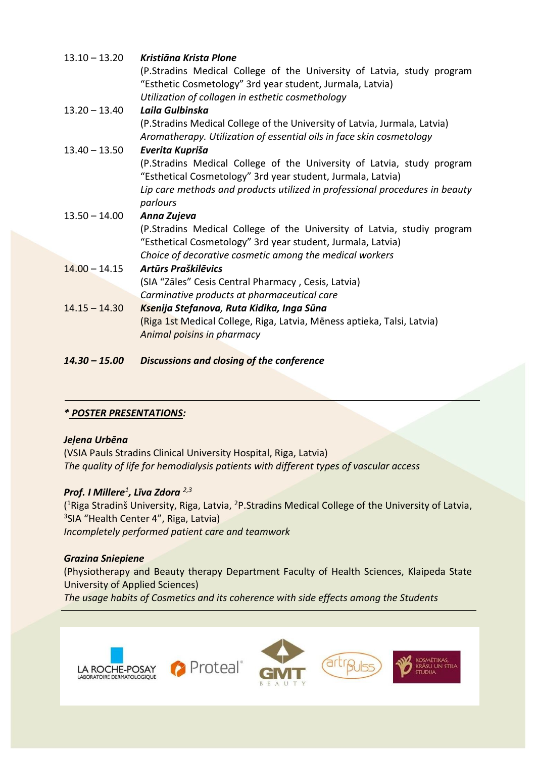13.10 – 13.20 **_Kristiāna Krista Plone_**
(P.Stradins Medical College of the University of Latvia, study program "Esthetic Cosmetology" 3rd year student, Jurmala, Latvia)
*Utilization of collagen in esthetic cosmethology*

13.20 – 13.40 **_Laila Gulbinska_**
(P.Stradins Medical College of the University of Latvia, Jurmala, Latvia)
*Aromatherapy. Utilization of essential oils in face skin cosmetology*

13.40 – 13.50 **_Everita Kupriša_**
(P.Stradins Medical College of the University of Latvia, study program "Esthetical Cosmetology" 3rd year student, Jurmala, Latvia)
*Lip care methods and products utilized in professional procedures in beauty parlours*

13.50 – 14.00 **_Anna Zujeva_**
(P.Stradins Medical College of the University of Latvia, studiy program "Esthetical Cosmetology" 3rd year student, Jurmala, Latvia)
*Choice of decorative cosmetic among the medical workers*

14.00 – 14.15 **_Artūrs Praškilēvics_**
(SIA "Zāles" Cesis Central Pharmacy , Cesis, Latvia)
*Carminative products at pharmaceutical care*

14.15 – 14.30 **_Ksenija Stefanova, Ruta Kidika, Inga Sūna_**
(Riga 1st Medical College, Riga, Latvia, Mēness aptieka, Talsi, Latvia)
*Animal poisins in pharmacy*

**_14.30 – 15.00 Discussions and closing of the conference_**

---

**_* POSTER PRESENTATIONS:_**

**_Jeļena Urbēna_**
(VSIA Pauls Stradins Clinical University Hospital, Riga, Latvia)
*The quality of life for hemodialysis patients with different types of vascular access*

**_Prof. I Millere[1], Līva Zdora [2,3]_**
([1]Riga Stradinš University, Riga, Latvia, [2]P.Stradins Medical College of the University of Latvia, [3]SIA "Health Center 4", Riga, Latvia)
*Incompletely performed patient care and teamwork*

**_Grazina Sniepiene_**
(Physiotherapy and Beauty therapy Department Faculty of Health Sciences, Klaipeda State University of Applied Sciences)
*The usage habits of Cosmetics and its coherence with side effects among the Students*

---

LA ROCHE-POSAY LABORATOIRE DERMATOLOGIQUE · Proteal® · GMT BEAUTY · artpulss · KOSMĒTIKAS, KRĀSU UN STILA STUDIJA